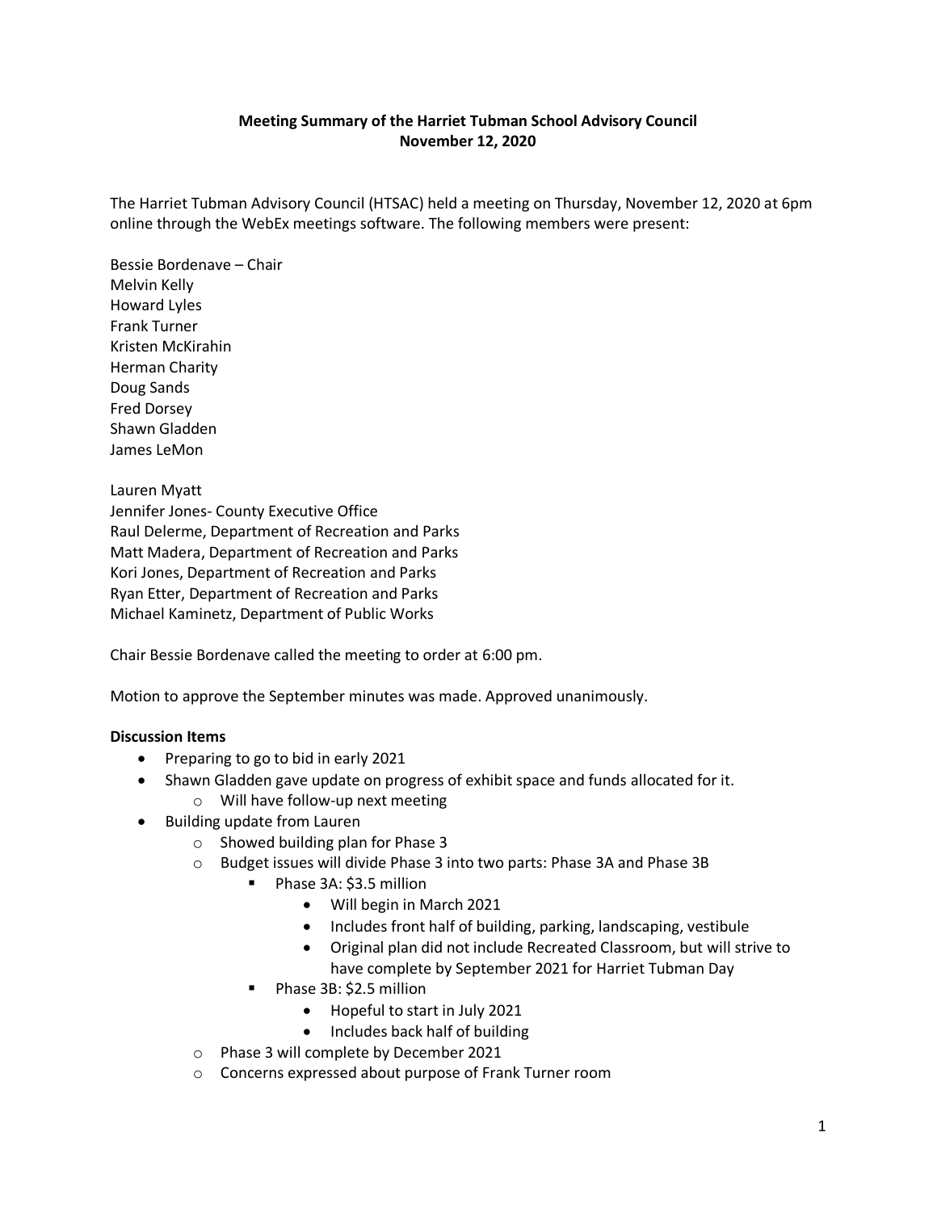**Meeting Summary of the Harriet Tubman School Advisory Council**
**November 12, 2020**

The Harriet Tubman Advisory Council (HTSAC) held a meeting on Thursday, November 12, 2020 at 6pm online through the WebEx meetings software. The following members were present:

Bessie Bordenave – Chair
Melvin Kelly
Howard Lyles
Frank Turner
Kristen McKirahin
Herman Charity
Doug Sands
Fred Dorsey
Shawn Gladden
James LeMon

Lauren Myatt
Jennifer Jones- County Executive Office
Raul Delerme, Department of Recreation and Parks
Matt Madera, Department of Recreation and Parks
Kori Jones, Department of Recreation and Parks
Ryan Etter, Department of Recreation and Parks
Michael Kaminetz, Department of Public Works

Chair Bessie Bordenave called the meeting to order at 6:00 pm.

Motion to approve the September minutes was made. Approved unanimously.

**Discussion Items**

- Preparing to go to bid in early 2021
- Shawn Gladden gave update on progress of exhibit space and funds allocated for it.
  - Will have follow-up next meeting
- Building update from Lauren
  - Showed building plan for Phase 3
  - Budget issues will divide Phase 3 into two parts: Phase 3A and Phase 3B
    - Phase 3A: $3.5 million
      - Will begin in March 2021
      - Includes front half of building, parking, landscaping, vestibule
      - Original plan did not include Recreated Classroom, but will strive to have complete by September 2021 for Harriet Tubman Day
    - Phase 3B: $2.5 million
      - Hopeful to start in July 2021
      - Includes back half of building
  - Phase 3 will complete by December 2021
  - Concerns expressed about purpose of Frank Turner room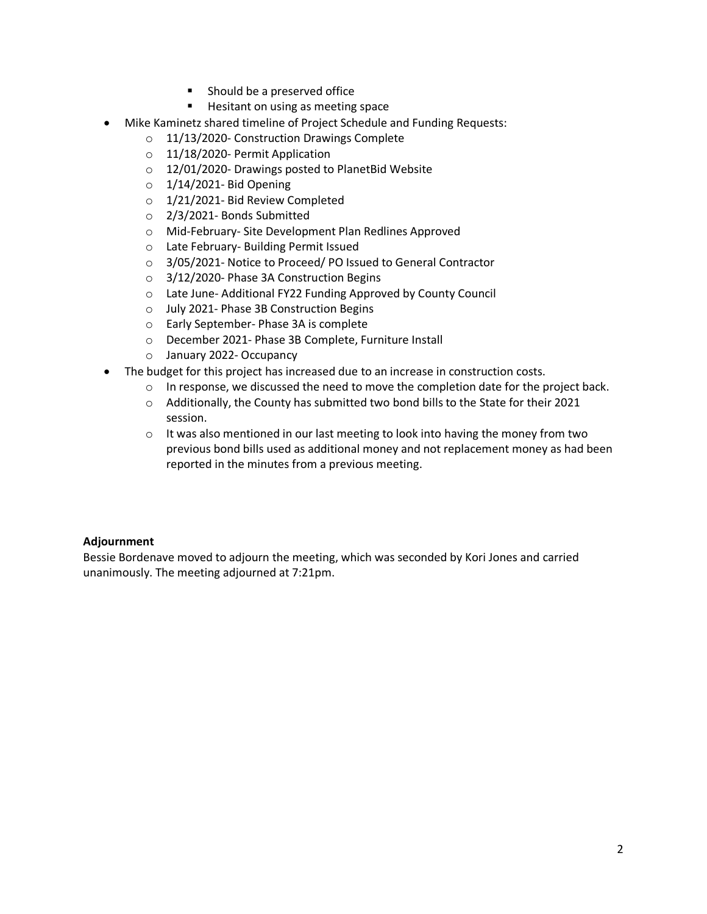- Should be a preserved office
        - Hesitant on using as meeting space
- Mike Kaminetz shared timeline of Project Schedule and Funding Requests:
    - 11/13/2020- Construction Drawings Complete
    - 11/18/2020- Permit Application
    - 12/01/2020- Drawings posted to PlanetBid Website
    - 1/14/2021- Bid Opening
    - 1/21/2021- Bid Review Completed
    - 2/3/2021- Bonds Submitted
    - Mid-February- Site Development Plan Redlines Approved
    - Late February- Building Permit Issued
    - 3/05/2021- Notice to Proceed/ PO Issued to General Contractor
    - 3/12/2020- Phase 3A Construction Begins
    - Late June- Additional FY22 Funding Approved by County Council
    - July 2021- Phase 3B Construction Begins
    - Early September- Phase 3A is complete
    - December 2021- Phase 3B Complete, Furniture Install
    - January 2022- Occupancy
- The budget for this project has increased due to an increase in construction costs.
    - In response, we discussed the need to move the completion date for the project back.
    - Additionally, the County has submitted two bond bills to the State for their 2021 session.
    - It was also mentioned in our last meeting to look into having the money from two previous bond bills used as additional money and not replacement money as had been reported in the minutes from a previous meeting.

**Adjournment**

Bessie Bordenave moved to adjourn the meeting, which was seconded by Kori Jones and carried unanimously. The meeting adjourned at 7:21pm.